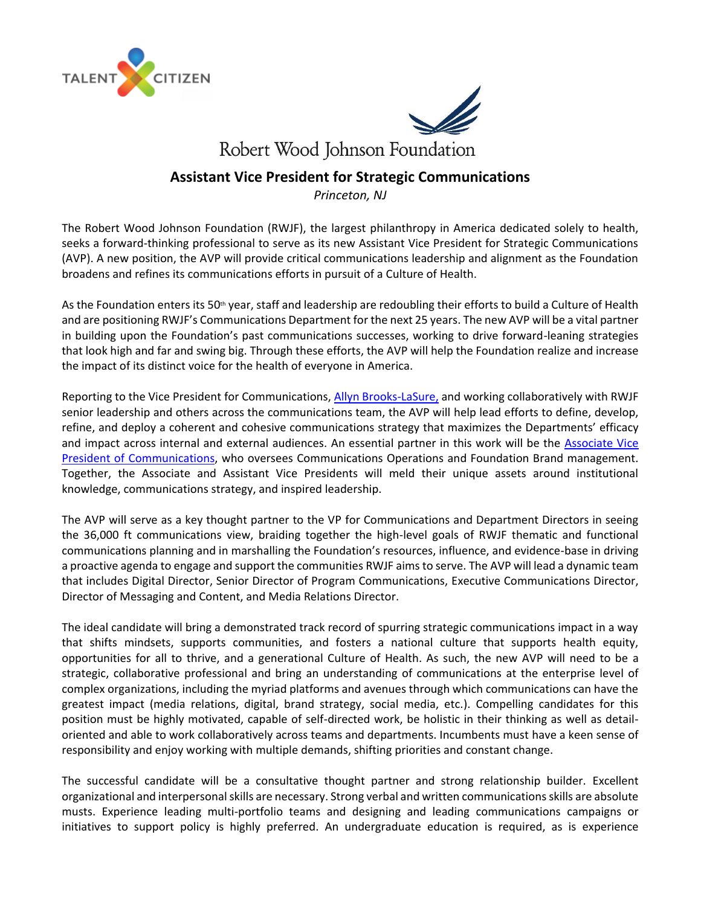TALENT CITIZEN

Robert Wood Johnson Foundation

## Assistant Vice President for Strategic Communications

*Princeton, NJ*

The Robert Wood Johnson Foundation (RWJF), the largest philanthropy in America dedicated solely to health, seeks a forward-thinking professional to serve as its new Assistant Vice President for Strategic Communications (AVP). A new position, the AVP will provide critical communications leadership and alignment as the Foundation broadens and refines its communications efforts in pursuit of a Culture of Health.

As the Foundation enters its 50th year, staff and leadership are redoubling their efforts to build a Culture of Health and are positioning RWJF's Communications Department for the next 25 years. The new AVP will be a vital partner in building upon the Foundation's past communications successes, working to drive forward-leaning strategies that look high and far and swing big. Through these efforts, the AVP will help the Foundation realize and increase the impact of its distinct voice for the health of everyone in America.

Reporting to the Vice President for Communications, Allyn Brooks-LaSure, and working collaboratively with RWJF senior leadership and others across the communications team, the AVP will help lead efforts to define, develop, refine, and deploy a coherent and cohesive communications strategy that maximizes the Departments' efficacy and impact across internal and external audiences. An essential partner in this work will be the Associate Vice President of Communications, who oversees Communications Operations and Foundation Brand management. Together, the Associate and Assistant Vice Presidents will meld their unique assets around institutional knowledge, communications strategy, and inspired leadership.

The AVP will serve as a key thought partner to the VP for Communications and Department Directors in seeing the 36,000 ft communications view, braiding together the high-level goals of RWJF thematic and functional communications planning and in marshalling the Foundation's resources, influence, and evidence-base in driving a proactive agenda to engage and support the communities RWJF aims to serve. The AVP will lead a dynamic team that includes Digital Director, Senior Director of Program Communications, Executive Communications Director, Director of Messaging and Content, and Media Relations Director.

The ideal candidate will bring a demonstrated track record of spurring strategic communications impact in a way that shifts mindsets, supports communities, and fosters a national culture that supports health equity, opportunities for all to thrive, and a generational Culture of Health. As such, the new AVP will need to be a strategic, collaborative professional and bring an understanding of communications at the enterprise level of complex organizations, including the myriad platforms and avenues through which communications can have the greatest impact (media relations, digital, brand strategy, social media, etc.). Compelling candidates for this position must be highly motivated, capable of self-directed work, be holistic in their thinking as well as detail-oriented and able to work collaboratively across teams and departments. Incumbents must have a keen sense of responsibility and enjoy working with multiple demands, shifting priorities and constant change.

The successful candidate will be a consultative thought partner and strong relationship builder. Excellent organizational and interpersonal skills are necessary. Strong verbal and written communications skills are absolute musts. Experience leading multi-portfolio teams and designing and leading communications campaigns or initiatives to support policy is highly preferred. An undergraduate education is required, as is experience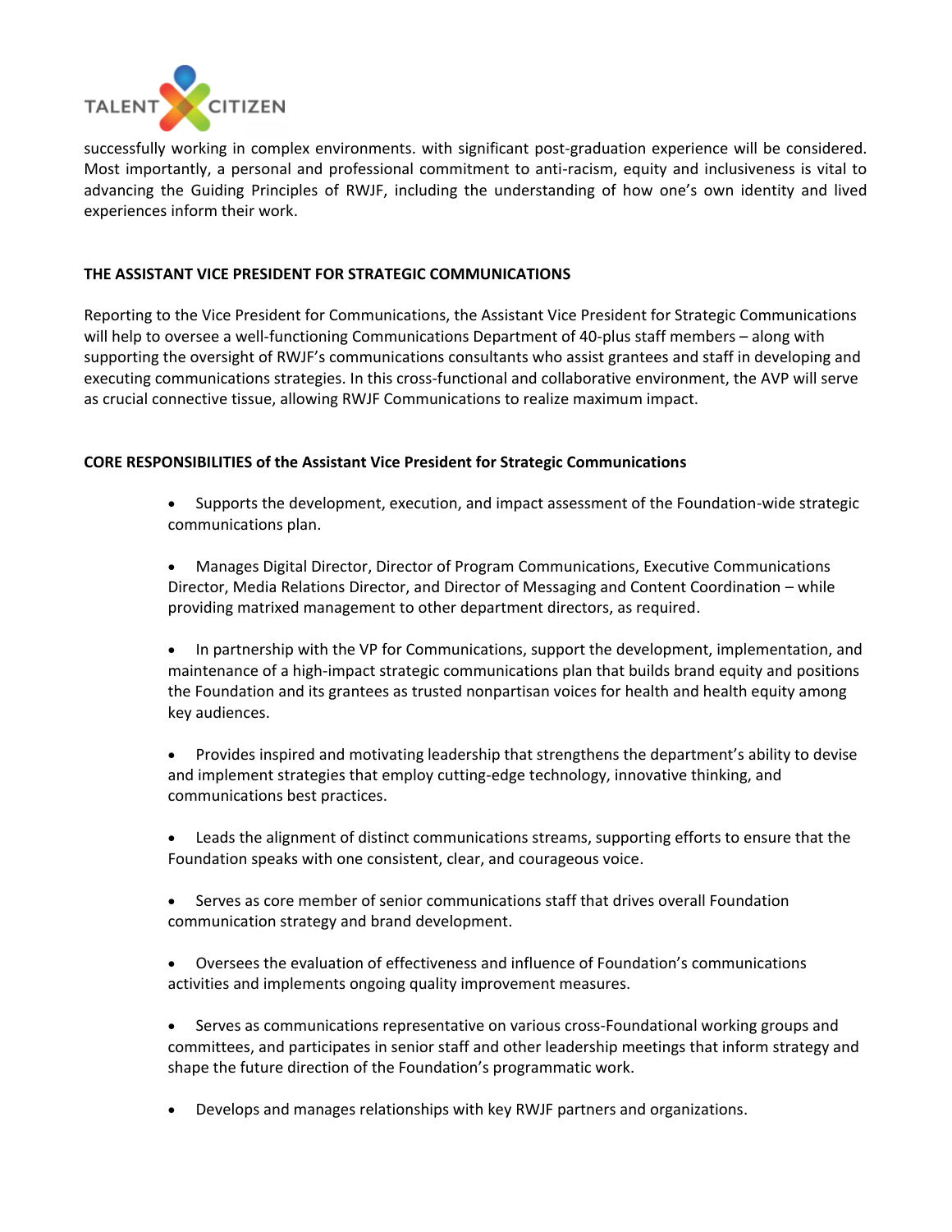successfully working in complex environments. with significant post-graduation experience will be considered. Most importantly, a personal and professional commitment to anti-racism, equity and inclusiveness is vital to advancing the Guiding Principles of RWJF, including the understanding of how one's own identity and lived experiences inform their work.

**THE ASSISTANT VICE PRESIDENT FOR STRATEGIC COMMUNICATIONS**

Reporting to the Vice President for Communications, the Assistant Vice President for Strategic Communications will help to oversee a well-functioning Communications Department of 40-plus staff members – along with supporting the oversight of RWJF's communications consultants who assist grantees and staff in developing and executing communications strategies. In this cross-functional and collaborative environment, the AVP will serve as crucial connective tissue, allowing RWJF Communications to realize maximum impact.

**CORE RESPONSIBILITIES of the Assistant Vice President for Strategic Communications**

- Supports the development, execution, and impact assessment of the Foundation-wide strategic communications plan.
- Manages Digital Director, Director of Program Communications, Executive Communications Director, Media Relations Director, and Director of Messaging and Content Coordination – while providing matrixed management to other department directors, as required.
- In partnership with the VP for Communications, support the development, implementation, and maintenance of a high-impact strategic communications plan that builds brand equity and positions the Foundation and its grantees as trusted nonpartisan voices for health and health equity among key audiences.
- Provides inspired and motivating leadership that strengthens the department's ability to devise and implement strategies that employ cutting-edge technology, innovative thinking, and communications best practices.
- Leads the alignment of distinct communications streams, supporting efforts to ensure that the Foundation speaks with one consistent, clear, and courageous voice.
- Serves as core member of senior communications staff that drives overall Foundation communication strategy and brand development.
- Oversees the evaluation of effectiveness and influence of Foundation's communications activities and implements ongoing quality improvement measures.
- Serves as communications representative on various cross-Foundational working groups and committees, and participates in senior staff and other leadership meetings that inform strategy and shape the future direction of the Foundation's programmatic work.
- Develops and manages relationships with key RWJF partners and organizations.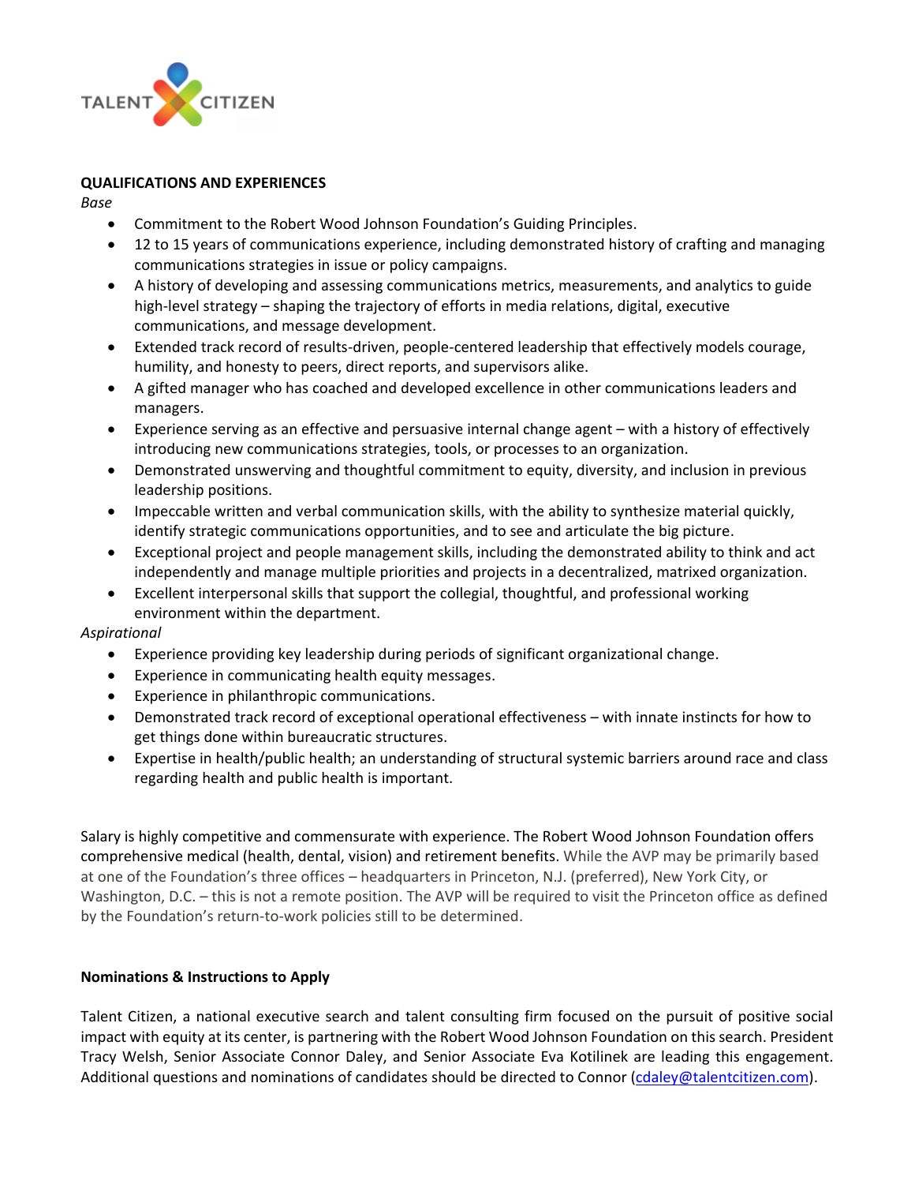**QUALIFICATIONS AND EXPERIENCES**

*Base*

- Commitment to the Robert Wood Johnson Foundation's Guiding Principles.
- 12 to 15 years of communications experience, including demonstrated history of crafting and managing communications strategies in issue or policy campaigns.
- A history of developing and assessing communications metrics, measurements, and analytics to guide high-level strategy – shaping the trajectory of efforts in media relations, digital, executive communications, and message development.
- Extended track record of results-driven, people-centered leadership that effectively models courage, humility, and honesty to peers, direct reports, and supervisors alike.
- A gifted manager who has coached and developed excellence in other communications leaders and managers.
- Experience serving as an effective and persuasive internal change agent – with a history of effectively introducing new communications strategies, tools, or processes to an organization.
- Demonstrated unswerving and thoughtful commitment to equity, diversity, and inclusion in previous leadership positions.
- Impeccable written and verbal communication skills, with the ability to synthesize material quickly, identify strategic communications opportunities, and to see and articulate the big picture.
- Exceptional project and people management skills, including the demonstrated ability to think and act independently and manage multiple priorities and projects in a decentralized, matrixed organization.
- Excellent interpersonal skills that support the collegial, thoughtful, and professional working environment within the department.

*Aspirational*

- Experience providing key leadership during periods of significant organizational change.
- Experience in communicating health equity messages.
- Experience in philanthropic communications.
- Demonstrated track record of exceptional operational effectiveness – with innate instincts for how to get things done within bureaucratic structures.
- Expertise in health/public health; an understanding of structural systemic barriers around race and class regarding health and public health is important.

Salary is highly competitive and commensurate with experience. The Robert Wood Johnson Foundation offers comprehensive medical (health, dental, vision) and retirement benefits. While the AVP may be primarily based at one of the Foundation's three offices – headquarters in Princeton, N.J. (preferred), New York City, or Washington, D.C. – this is not a remote position. The AVP will be required to visit the Princeton office as defined by the Foundation's return-to-work policies still to be determined.

**Nominations & Instructions to Apply**

Talent Citizen, a national executive search and talent consulting firm focused on the pursuit of positive social impact with equity at its center, is partnering with the Robert Wood Johnson Foundation on this search. President Tracy Welsh, Senior Associate Connor Daley, and Senior Associate Eva Kotilinek are leading this engagement. Additional questions and nominations of candidates should be directed to Connor (cdaley@talentcitizen.com).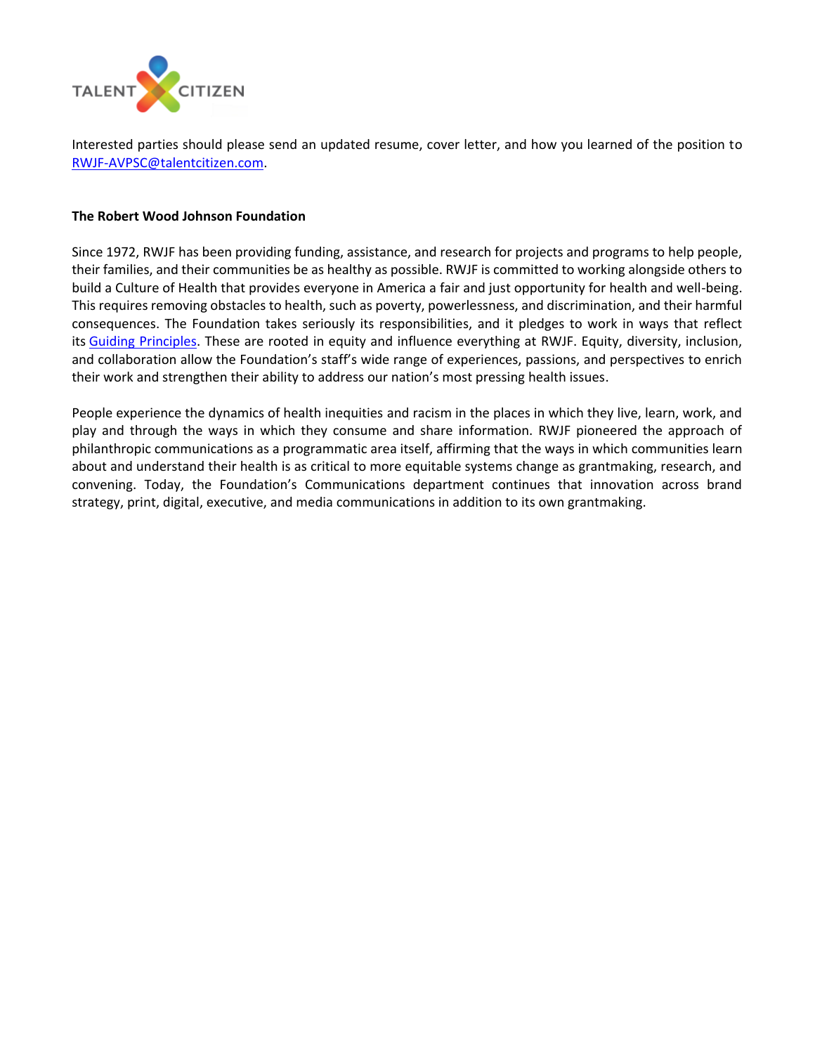Interested parties should please send an updated resume, cover letter, and how you learned of the position to RWJF-AVPSC@talentcitizen.com.

**The Robert Wood Johnson Foundation**

Since 1972, RWJF has been providing funding, assistance, and research for projects and programs to help people, their families, and their communities be as healthy as possible. RWJF is committed to working alongside others to build a Culture of Health that provides everyone in America a fair and just opportunity for health and well-being. This requires removing obstacles to health, such as poverty, powerlessness, and discrimination, and their harmful consequences. The Foundation takes seriously its responsibilities, and it pledges to work in ways that reflect its Guiding Principles. These are rooted in equity and influence everything at RWJF. Equity, diversity, inclusion, and collaboration allow the Foundation's staff's wide range of experiences, passions, and perspectives to enrich their work and strengthen their ability to address our nation's most pressing health issues.

People experience the dynamics of health inequities and racism in the places in which they live, learn, work, and play and through the ways in which they consume and share information. RWJF pioneered the approach of philanthropic communications as a programmatic area itself, affirming that the ways in which communities learn about and understand their health is as critical to more equitable systems change as grantmaking, research, and convening. Today, the Foundation's Communications department continues that innovation across brand strategy, print, digital, executive, and media communications in addition to its own grantmaking.